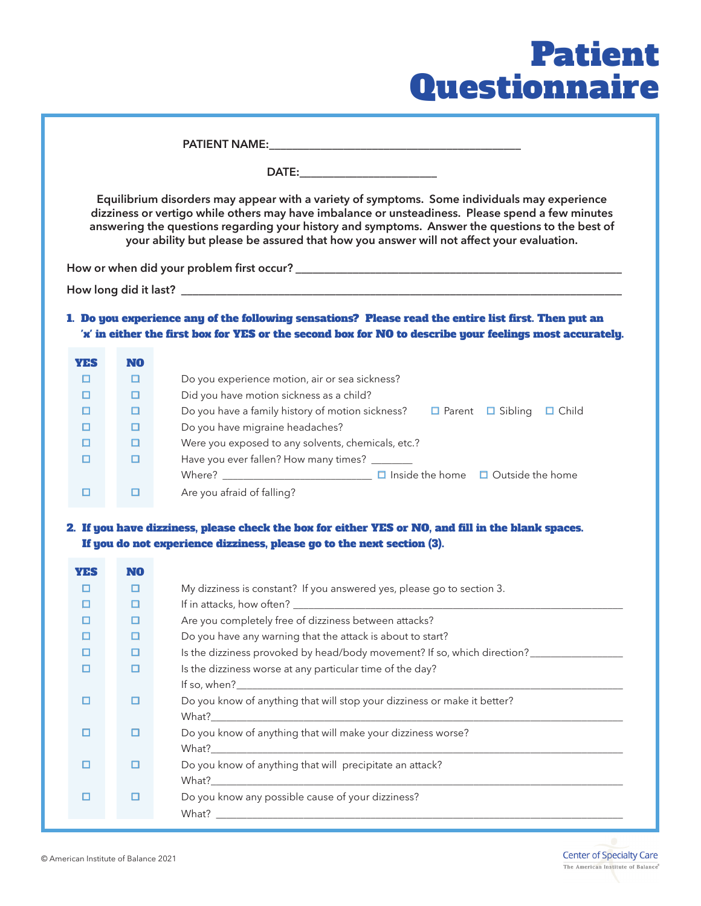# Patient Questionnaire

PATIENT NAME:\_\_\_\_\_\_\_\_\_\_\_\_\_\_\_\_\_\_\_\_\_\_\_\_\_\_\_\_\_\_\_\_\_\_\_\_\_\_\_\_

DATE:\_\_\_\_\_\_\_\_\_\_\_\_\_\_\_\_\_\_\_\_\_\_

**Equilibrium disorders may appear with a variety of symptoms. Some individuals may experience dizziness or vertigo while others may have imbalance or unsteadiness. Please spend a few minutes answering the questions regarding your history and symptoms. Answer the questions to the best of your ability but please be assured that how you answer will not affect your evaluation.**

**How or when did your problem first occur?** \_\_\_\_\_\_\_\_\_\_\_\_\_\_\_\_\_\_\_\_\_\_\_\_\_\_\_\_\_\_\_\_\_\_\_\_\_\_\_\_

**How long did it last?** \_\_\_\_\_\_\_\_\_\_\_\_\_\_\_\_\_\_\_\_\_\_\_\_\_\_\_\_\_\_\_\_\_\_\_\_\_\_\_\_\_\_\_\_\_\_\_\_

**1. Do you experience any of the following sensations? Please read the entire list first. Then put an 'x' in either the first box for YES or the second box for NO to describe your feelings most accurately.**

| YES | NO | |
|---|---|---|
| ☐ | ☐ | Do you experience motion, air or sea sickness? |
| ☐ | ☐ | Did you have motion sickness as a child? |
| ☐ | ☐ | Do you have a family history of motion sickness? ☐ Parent ☐ Sibling ☐ Child |
| ☐ | ☐ | Do you have migraine headaches? |
| ☐ | ☐ | Were you exposed to any solvents, chemicals, etc.? |
| ☐ | ☐ | Have you ever fallen? How many times? \_\_\_\_\_\_\_\_ Where? \_\_\_\_\_\_\_\_\_\_\_\_\_\_\_\_\_\_\_\_ ☐ Inside the home ☐ Outside the home |
| ☐ | ☐ | Are you afraid of falling? |

**2. If you have dizziness, please check the box for either YES or NO, and fill in the blank spaces. If you do not experience dizziness, please go to the next section (3).**

| YES | NO | |
|---|---|---|
| ☐ | ☐ | My dizziness is constant? If you answered yes, please go to section 3. |
| ☐ | ☐ | If in attacks, how often? \_\_\_\_\_\_\_\_\_\_\_\_\_\_\_\_\_\_\_\_\_\_\_\_\_\_\_\_\_\_\_\_ |
| ☐ | ☐ | Are you completely free of dizziness between attacks? |
| ☐ | ☐ | Do you have any warning that the attack is about to start? |
| ☐ | ☐ | Is the dizziness provoked by head/body movement? If so, which direction?\_\_\_\_\_\_\_\_\_\_\_\_\_\_\_\_ |
| ☐ | ☐ | Is the dizziness worse at any particular time of the day? If so, when?\_\_\_\_\_\_\_\_\_\_\_\_\_\_\_\_\_\_\_\_\_\_\_\_\_\_\_\_\_\_\_\_ |
| ☐ | ☐ | Do you know of anything that will stop your dizziness or make it better? What?\_\_\_\_\_\_\_\_\_\_\_\_\_\_\_\_\_\_\_\_\_\_\_\_\_\_\_\_\_\_\_\_ |
| ☐ | ☐ | Do you know of anything that will make your dizziness worse? What?\_\_\_\_\_\_\_\_\_\_\_\_\_\_\_\_\_\_\_\_\_\_\_\_\_\_\_\_\_\_\_\_ |
| ☐ | ☐ | Do you know of anything that will precipitate an attack? What?\_\_\_\_\_\_\_\_\_\_\_\_\_\_\_\_\_\_\_\_\_\_\_\_\_\_\_\_\_\_\_\_ |
| ☐ | ☐ | Do you know any possible cause of your dizziness? What? \_\_\_\_\_\_\_\_\_\_\_\_\_\_\_\_\_\_\_\_\_\_\_\_\_\_\_\_\_\_\_\_ |

© American Institute of Balance 2021

Center of Specialty Care
The American Institute of Balance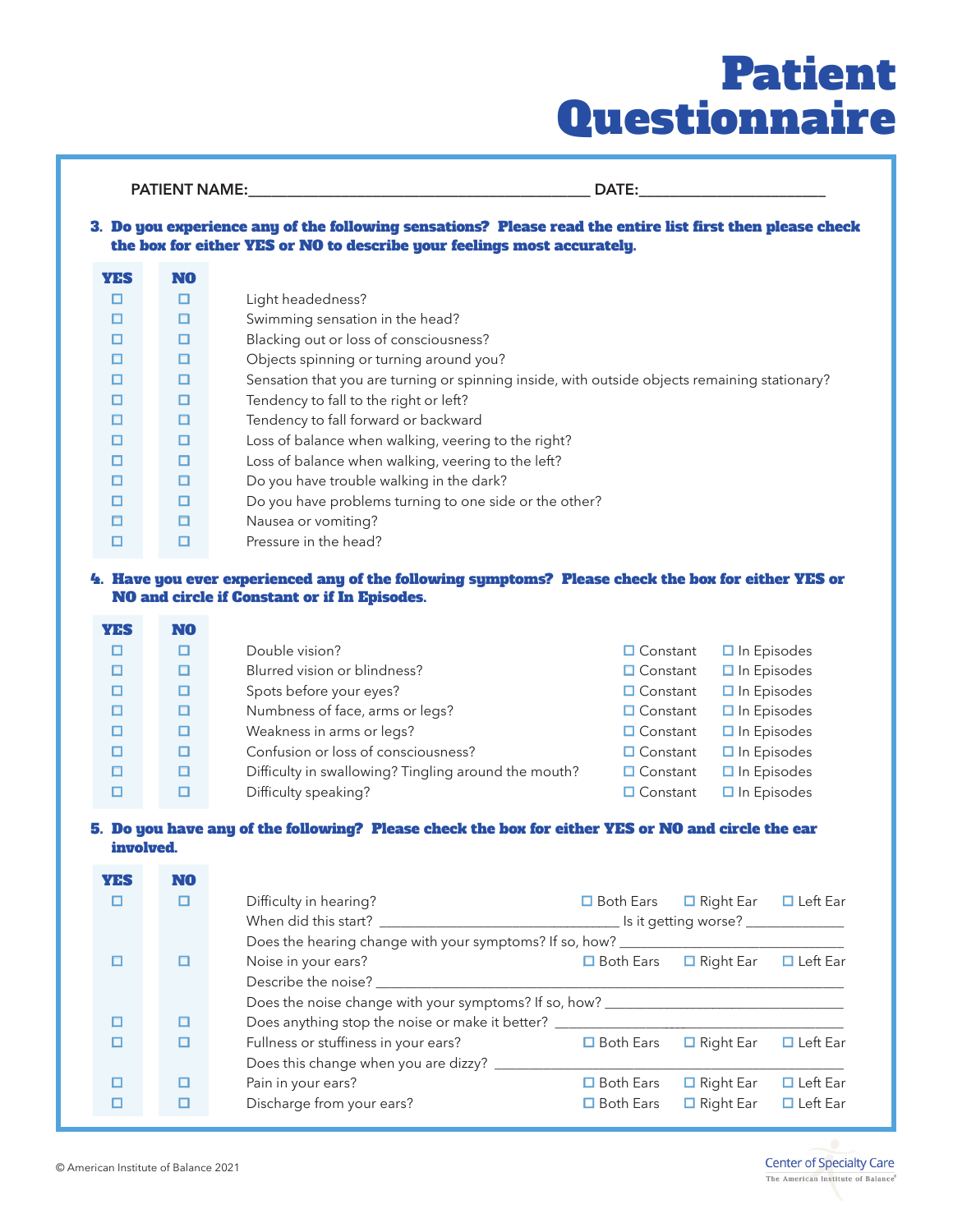# Patient Questionnaire

**PATIENT NAME:**\_\_\_\_\_\_\_\_\_\_\_\_\_\_\_\_\_\_\_\_\_\_\_\_\_\_\_\_\_\_\_\_\_\_\_\_\_\_\_\_\_\_\_\_ **DATE:**\_\_\_\_\_\_\_\_\_\_\_\_\_\_\_\_\_\_\_\_\_\_\_\_\_

**3. Do you experience any of the following sensations? Please read the entire list first then please check the box for either YES or NO to describe your feelings most accurately.**

| YES | NO | |
|---|---|---|
| ☐ | ☐ | Light headedness? |
| ☐ | ☐ | Swimming sensation in the head? |
| ☐ | ☐ | Blacking out or loss of consciousness? |
| ☐ | ☐ | Objects spinning or turning around you? |
| ☐ | ☐ | Sensation that you are turning or spinning inside, with outside objects remaining stationary? |
| ☐ | ☐ | Tendency to fall to the right or left? |
| ☐ | ☐ | Tendency to fall forward or backward |
| ☐ | ☐ | Loss of balance when walking, veering to the right? |
| ☐ | ☐ | Loss of balance when walking, veering to the left? |
| ☐ | ☐ | Do you have trouble walking in the dark? |
| ☐ | ☐ | Do you have problems turning to one side or the other? |
| ☐ | ☐ | Nausea or vomiting? |
| ☐ | ☐ | Pressure in the head? |

**4. Have you ever experienced any of the following symptoms? Please check the box for either YES or NO and circle if Constant or if In Episodes.**

| YES | NO | | | |
|---|---|---|---|---|
| ☐ | ☐ | Double vision? | ☐ Constant | ☐ In Episodes |
| ☐ | ☐ | Blurred vision or blindness? | ☐ Constant | ☐ In Episodes |
| ☐ | ☐ | Spots before your eyes? | ☐ Constant | ☐ In Episodes |
| ☐ | ☐ | Numbness of face, arms or legs? | ☐ Constant | ☐ In Episodes |
| ☐ | ☐ | Weakness in arms or legs? | ☐ Constant | ☐ In Episodes |
| ☐ | ☐ | Confusion or loss of consciousness? | ☐ Constant | ☐ In Episodes |
| ☐ | ☐ | Difficulty in swallowing? Tingling around the mouth? | ☐ Constant | ☐ In Episodes |
| ☐ | ☐ | Difficulty speaking? | ☐ Constant | ☐ In Episodes |

**5. Do you have any of the following? Please check the box for either YES or NO and circle the ear involved.**

| YES | NO | | | | |
|---|---|---|---|---|---|
| ☐ | ☐ | Difficulty in hearing? | ☐ Both Ears | ☐ Right Ear | ☐ Left Ear |
| | | When did this start? \_\_\_\_\_\_\_\_\_\_\_\_\_\_\_\_\_\_\_\_\_\_\_\_\_\_\_\_\_\_ Is it getting worse? \_\_\_\_\_\_\_\_\_\_\_\_\_ | | | |
| | | Does the hearing change with your symptoms? If so, how? \_\_\_\_\_\_\_\_\_\_\_\_\_\_\_\_\_\_\_\_\_\_\_\_\_\_\_\_\_\_ | | | |
| ☐ | ☐ | Noise in your ears? | ☐ Both Ears | ☐ Right Ear | ☐ Left Ear |
| | | Describe the noise? \_\_\_\_\_\_\_\_\_\_\_\_\_\_\_\_\_\_\_\_\_\_\_\_\_\_\_\_\_\_\_\_\_\_\_\_\_\_\_\_\_\_\_\_\_\_\_\_\_\_\_\_\_\_\_\_ | | | |
| | | Does the noise change with your symptoms? If so, how? \_\_\_\_\_\_\_\_\_\_\_\_\_\_\_\_\_\_\_\_\_\_\_\_\_\_\_\_\_\_ | | | |
| ☐ | ☐ | Does anything stop the noise or make it better? \_\_\_\_\_\_\_\_\_\_\_\_\_\_\_\_\_\_\_\_\_\_\_\_\_\_\_\_\_\_\_\_\_\_\_ | | | |
| ☐ | ☐ | Fullness or stuffiness in your ears? | ☐ Both Ears | ☐ Right Ear | ☐ Left Ear |
| | | Does this change when you are dizzy? \_\_\_\_\_\_\_\_\_\_\_\_\_\_\_\_\_\_\_\_\_\_\_\_\_\_\_\_\_\_\_\_\_\_\_\_\_\_\_\_\_\_\_\_ | | | |
| ☐ | ☐ | Pain in your ears? | ☐ Both Ears | ☐ Right Ear | ☐ Left Ear |
| ☐ | ☐ | Discharge from your ears? | ☐ Both Ears | ☐ Right Ear | ☐ Left Ear |

© American Institute of Balance 2021

Center of Specialty Care
The American Institute of Balance®